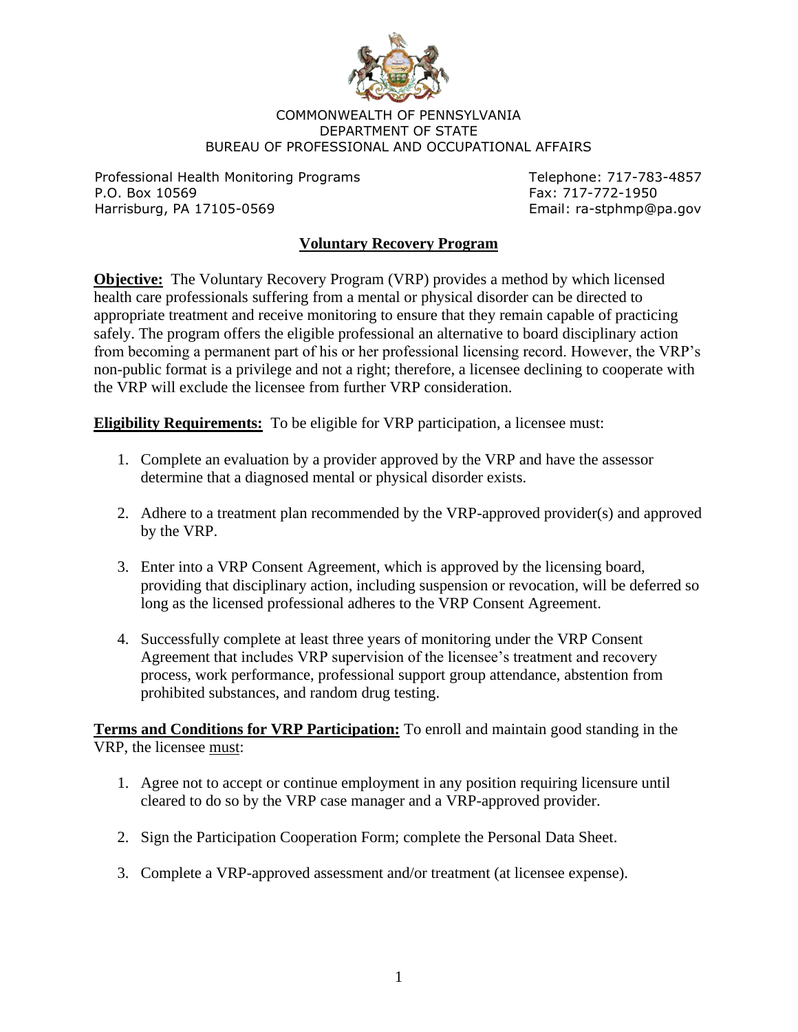COMMONWEALTH OF PENNSYLVANIA
DEPARTMENT OF STATE
BUREAU OF PROFESSIONAL AND OCCUPATIONAL AFFAIRS

Professional Health Monitoring Programs
P.O. Box 10569
Harrisburg, PA 17105-0569

Telephone: 717-783-4857
Fax: 717-772-1950
Email: ra-stphmp@pa.gov

# Voluntary Recovery Program

**Objective:** The Voluntary Recovery Program (VRP) provides a method by which licensed health care professionals suffering from a mental or physical disorder can be directed to appropriate treatment and receive monitoring to ensure that they remain capable of practicing safely. The program offers the eligible professional an alternative to board disciplinary action from becoming a permanent part of his or her professional licensing record. However, the VRP's non-public format is a privilege and not a right; therefore, a licensee declining to cooperate with the VRP will exclude the licensee from further VRP consideration.

**Eligibility Requirements:** To be eligible for VRP participation, a licensee must:

1. Complete an evaluation by a provider approved by the VRP and have the assessor determine that a diagnosed mental or physical disorder exists.

2. Adhere to a treatment plan recommended by the VRP-approved provider(s) and approved by the VRP.

3. Enter into a VRP Consent Agreement, which is approved by the licensing board, providing that disciplinary action, including suspension or revocation, will be deferred so long as the licensed professional adheres to the VRP Consent Agreement.

4. Successfully complete at least three years of monitoring under the VRP Consent Agreement that includes VRP supervision of the licensee's treatment and recovery process, work performance, professional support group attendance, abstention from prohibited substances, and random drug testing.

**Terms and Conditions for VRP Participation:** To enroll and maintain good standing in the VRP, the licensee must:

1. Agree not to accept or continue employment in any position requiring licensure until cleared to do so by the VRP case manager and a VRP-approved provider.

2. Sign the Participation Cooperation Form; complete the Personal Data Sheet.

3. Complete a VRP-approved assessment and/or treatment (at licensee expense).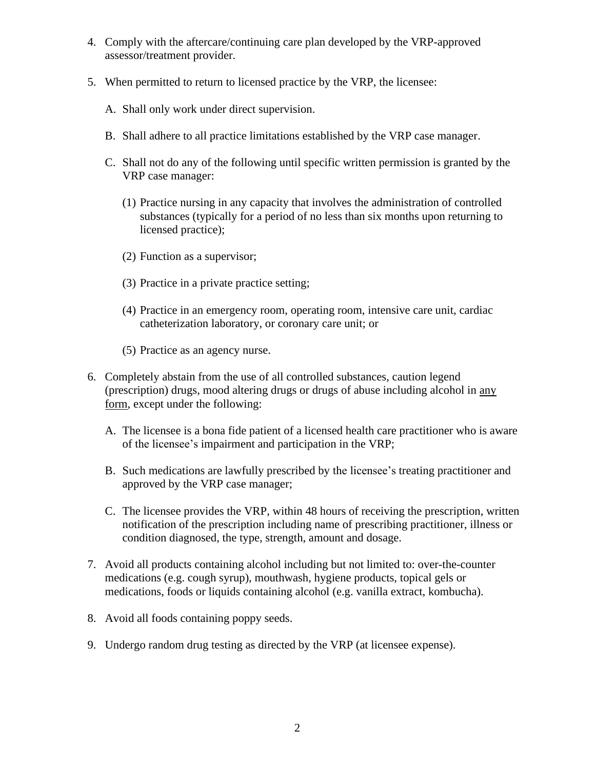4. Comply with the aftercare/continuing care plan developed by the VRP-approved assessor/treatment provider.

5. When permitted to return to licensed practice by the VRP, the licensee:

   A. Shall only work under direct supervision.

   B. Shall adhere to all practice limitations established by the VRP case manager.

   C. Shall not do any of the following until specific written permission is granted by the VRP case manager:

      (1) Practice nursing in any capacity that involves the administration of controlled substances (typically for a period of no less than six months upon returning to licensed practice);

      (2) Function as a supervisor;

      (3) Practice in a private practice setting;

      (4) Practice in an emergency room, operating room, intensive care unit, cardiac catheterization laboratory, or coronary care unit; or

      (5) Practice as an agency nurse.

6. Completely abstain from the use of all controlled substances, caution legend (prescription) drugs, mood altering drugs or drugs of abuse including alcohol in <u>any form</u>, except under the following:

   A. The licensee is a bona fide patient of a licensed health care practitioner who is aware of the licensee's impairment and participation in the VRP;

   B. Such medications are lawfully prescribed by the licensee's treating practitioner and approved by the VRP case manager;

   C. The licensee provides the VRP, within 48 hours of receiving the prescription, written notification of the prescription including name of prescribing practitioner, illness or condition diagnosed, the type, strength, amount and dosage.

7. Avoid all products containing alcohol including but not limited to: over-the-counter medications (e.g. cough syrup), mouthwash, hygiene products, topical gels or medications, foods or liquids containing alcohol (e.g. vanilla extract, kombucha).

8. Avoid all foods containing poppy seeds.

9. Undergo random drug testing as directed by the VRP (at licensee expense).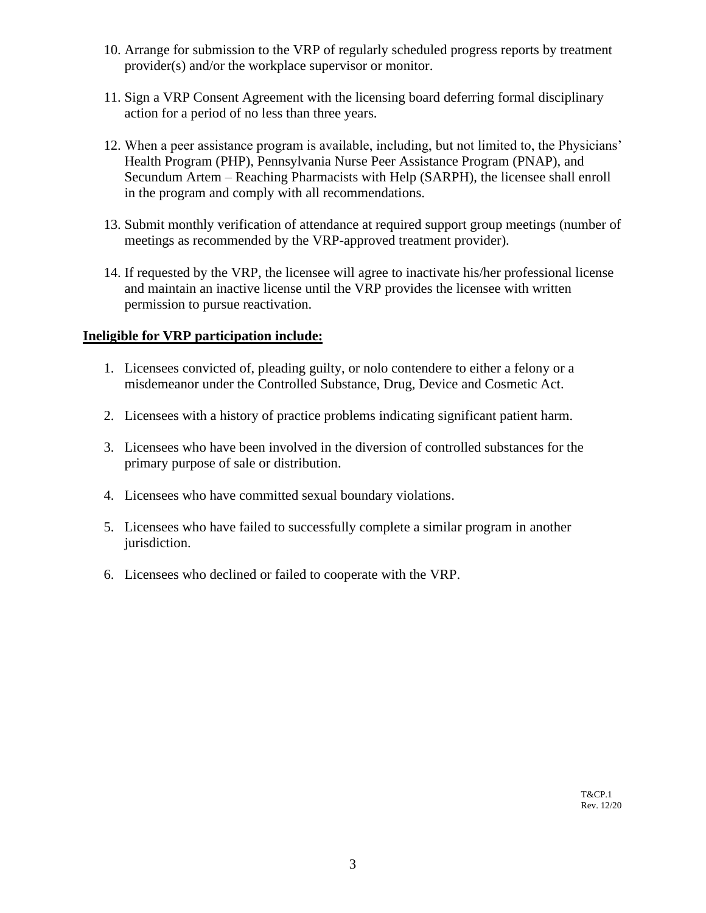10. Arrange for submission to the VRP of regularly scheduled progress reports by treatment provider(s) and/or the workplace supervisor or monitor.

11. Sign a VRP Consent Agreement with the licensing board deferring formal disciplinary action for a period of no less than three years.

12. When a peer assistance program is available, including, but not limited to, the Physicians' Health Program (PHP), Pennsylvania Nurse Peer Assistance Program (PNAP), and Secundum Artem – Reaching Pharmacists with Help (SARPH), the licensee shall enroll in the program and comply with all recommendations.

13. Submit monthly verification of attendance at required support group meetings (number of meetings as recommended by the VRP-approved treatment provider).

14. If requested by the VRP, the licensee will agree to inactivate his/her professional license and maintain an inactive license until the VRP provides the licensee with written permission to pursue reactivation.

**Ineligible for VRP participation include:**

1. Licensees convicted of, pleading guilty, or nolo contendere to either a felony or a misdemeanor under the Controlled Substance, Drug, Device and Cosmetic Act.

2. Licensees with a history of practice problems indicating significant patient harm.

3. Licensees who have been involved in the diversion of controlled substances for the primary purpose of sale or distribution.

4. Licensees who have committed sexual boundary violations.

5. Licensees who have failed to successfully complete a similar program in another jurisdiction.

6. Licensees who declined or failed to cooperate with the VRP.

T&CP.1
Rev. 12/20